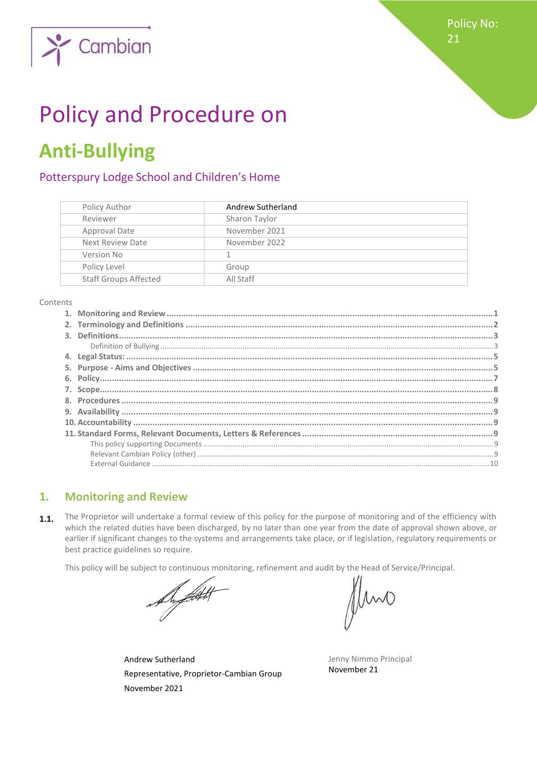Policy No: 21

# Policy and Procedure on

# Anti-Bullying

## Potterspury Lodge School and Children's Home

| Policy Author | Andrew Sutherland |
|---|---|
| Reviewer | Sharon Taylor |
| Approval Date | November 2021 |
| Next Review Date | November 2022 |
| Version No | 1 |
| Policy Level | Group |
| Staff Groups Affected | All Staff |

Contents

1. **Monitoring and Review** ..... 1
2. **Terminology and Definitions** ..... 2
3. **Definitions** ..... 3
   - Definition of Bullying ..... 3
4. **Legal Status:** ..... 5
5. **Purpose - Aims and Objectives** ..... 5
6. **Policy** ..... 7
7. **Scope** ..... 8
8. **Procedures** ..... 9
9. **Availability** ..... 9
10. **Accountability** ..... 9
11. **Standard Forms, Relevant Documents, Letters & References** ..... 9
    - This policy supporting Documents ..... 9
    - Relevant Cambian Policy (other) ..... 9
    - External Guidance ..... 10

## 1. Monitoring and Review

**1.1.** The Proprietor will undertake a formal review of this policy for the purpose of monitoring and of the efficiency with which the related duties have been discharged, by no later than one year from the date of approval shown above, or earlier if significant changes to the systems and arrangements take place, or if legislation, regulatory requirements or best practice guidelines so require.

This policy will be subject to continuous monitoring, refinement and audit by the Head of Service/Principal.

Andrew Sutherland
Representative, Proprietor-Cambian Group
November 2021

Jenny Nimmo Principal
November 21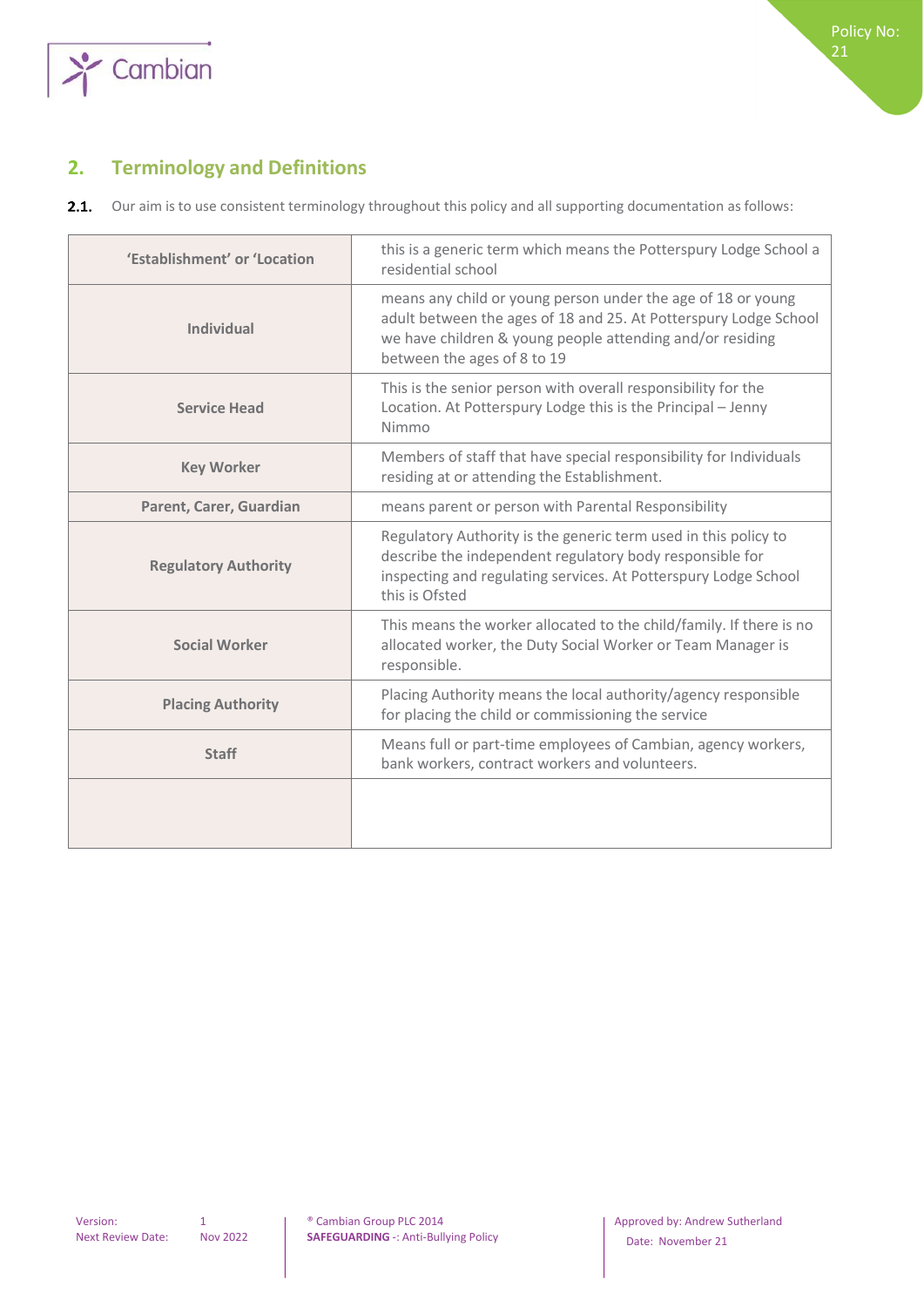## 2. Terminology and Definitions

**2.1.** Our aim is to use consistent terminology throughout this policy and all supporting documentation as follows:

| | |
|---|---|
| **'Establishment' or 'Location** | this is a generic term which means the Potterspury Lodge School a residential school |
| **Individual** | means any child or young person under the age of 18 or young adult between the ages of 18 and 25. At Potterspury Lodge School we have children & young people attending and/or residing between the ages of 8 to 19 |
| **Service Head** | This is the senior person with overall responsibility for the Location. At Potterspury Lodge this is the Principal – Jenny Nimmo |
| **Key Worker** | Members of staff that have special responsibility for Individuals residing at or attending the Establishment. |
| **Parent, Carer, Guardian** | means parent or person with Parental Responsibility |
| **Regulatory Authority** | Regulatory Authority is the generic term used in this policy to describe the independent regulatory body responsible for inspecting and regulating services. At Potterspury Lodge School this is Ofsted |
| **Social Worker** | This means the worker allocated to the child/family. If there is no allocated worker, the Duty Social Worker or Team Manager is responsible. |
| **Placing Authority** | Placing Authority means the local authority/agency responsible for placing the child or commissioning the service |
| **Staff** | Means full or part-time employees of Cambian, agency workers, bank workers, contract workers and volunteers. |
| | |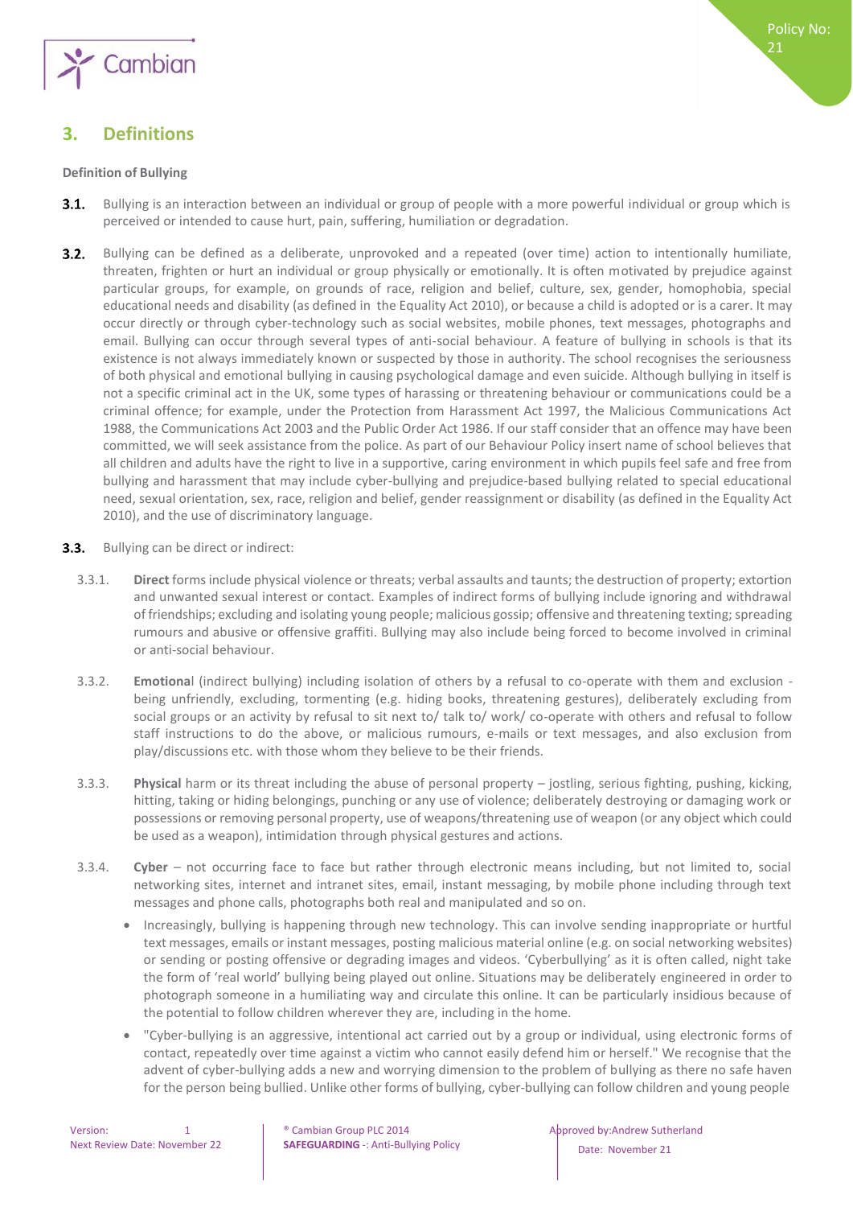## 3. Definitions

**Definition of Bullying**

**3.1.** Bullying is an interaction between an individual or group of people with a more powerful individual or group which is perceived or intended to cause hurt, pain, suffering, humiliation or degradation.

**3.2.** Bullying can be defined as a deliberate, unprovoked and a repeated (over time) action to intentionally humiliate, threaten, frighten or hurt an individual or group physically or emotionally. It is often motivated by prejudice against particular groups, for example, on grounds of race, religion and belief, culture, sex, gender, homophobia, special educational needs and disability (as defined in the Equality Act 2010), or because a child is adopted or is a carer. It may occur directly or through cyber-technology such as social websites, mobile phones, text messages, photographs and email. Bullying can occur through several types of anti-social behaviour. A feature of bullying in schools is that its existence is not always immediately known or suspected by those in authority. The school recognises the seriousness of both physical and emotional bullying in causing psychological damage and even suicide. Although bullying in itself is not a specific criminal act in the UK, some types of harassing or threatening behaviour or communications could be a criminal offence; for example, under the Protection from Harassment Act 1997, the Malicious Communications Act 1988, the Communications Act 2003 and the Public Order Act 1986. If our staff consider that an offence may have been committed, we will seek assistance from the police. As part of our Behaviour Policy insert name of school believes that all children and adults have the right to live in a supportive, caring environment in which pupils feel safe and free from bullying and harassment that may include cyber-bullying and prejudice-based bullying related to special educational need, sexual orientation, sex, race, religion and belief, gender reassignment or disability (as defined in the Equality Act 2010), and the use of discriminatory language.

**3.3.** Bullying can be direct or indirect:

3.3.1. **Direct** forms include physical violence or threats; verbal assaults and taunts; the destruction of property; extortion and unwanted sexual interest or contact. Examples of indirect forms of bullying include ignoring and withdrawal of friendships; excluding and isolating young people; malicious gossip; offensive and threatening texting; spreading rumours and abusive or offensive graffiti. Bullying may also include being forced to become involved in criminal or anti-social behaviour.

3.3.2. **Emotiona**l (indirect bullying) including isolation of others by a refusal to co-operate with them and exclusion - being unfriendly, excluding, tormenting (e.g. hiding books, threatening gestures), deliberately excluding from social groups or an activity by refusal to sit next to/ talk to/ work/ co-operate with others and refusal to follow staff instructions to do the above, or malicious rumours, e-mails or text messages, and also exclusion from play/discussions etc. with those whom they believe to be their friends.

3.3.3. **Physical** harm or its threat including the abuse of personal property – jostling, serious fighting, pushing, kicking, hitting, taking or hiding belongings, punching or any use of violence; deliberately destroying or damaging work or possessions or removing personal property, use of weapons/threatening use of weapon (or any object which could be used as a weapon), intimidation through physical gestures and actions.

3.3.4. **Cyber** – not occurring face to face but rather through electronic means including, but not limited to, social networking sites, internet and intranet sites, email, instant messaging, by mobile phone including through text messages and phone calls, photographs both real and manipulated and so on.

- Increasingly, bullying is happening through new technology. This can involve sending inappropriate or hurtful text messages, emails or instant messages, posting malicious material online (e.g. on social networking websites) or sending or posting offensive or degrading images and videos. 'Cyberbullying' as it is often called, night take the form of 'real world' bullying being played out online. Situations may be deliberately engineered in order to photograph someone in a humiliating way and circulate this online. It can be particularly insidious because of the potential to follow children wherever they are, including in the home.
- "Cyber-bullying is an aggressive, intentional act carried out by a group or individual, using electronic forms of contact, repeatedly over time against a victim who cannot easily defend him or herself." We recognise that the advent of cyber-bullying adds a new and worrying dimension to the problem of bullying as there no safe haven for the person being bullied. Unlike other forms of bullying, cyber-bullying can follow children and young people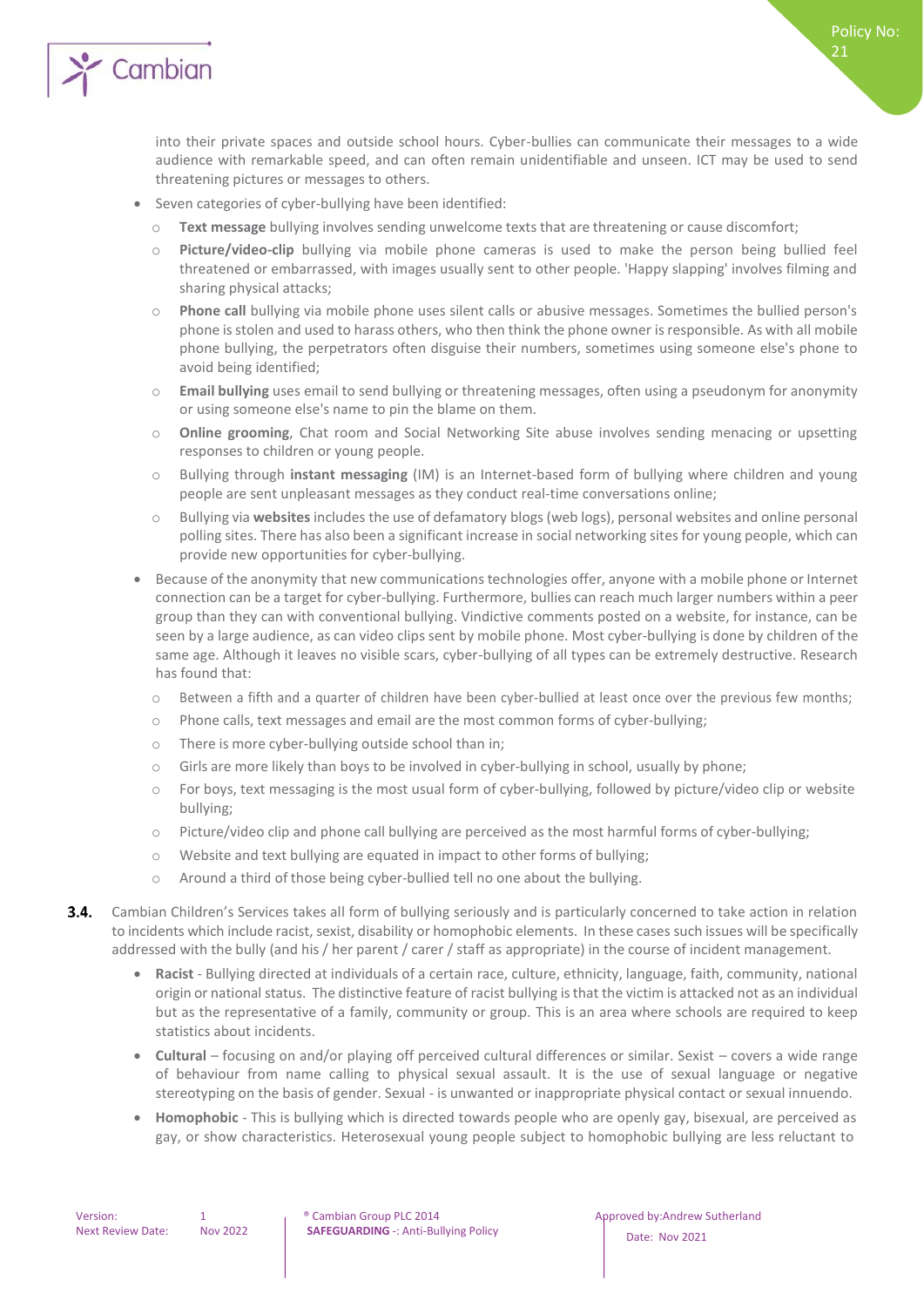into their private spaces and outside school hours. Cyber-bullies can communicate their messages to a wide audience with remarkable speed, and can often remain unidentifiable and unseen. ICT may be used to send threatening pictures or messages to others.

- Seven categories of cyber-bullying have been identified:
  - **Text message** bullying involves sending unwelcome texts that are threatening or cause discomfort;
  - **Picture/video-clip** bullying via mobile phone cameras is used to make the person being bullied feel threatened or embarrassed, with images usually sent to other people. 'Happy slapping' involves filming and sharing physical attacks;
  - **Phone call** bullying via mobile phone uses silent calls or abusive messages. Sometimes the bullied person's phone is stolen and used to harass others, who then think the phone owner is responsible. As with all mobile phone bullying, the perpetrators often disguise their numbers, sometimes using someone else's phone to avoid being identified;
  - **Email bullying** uses email to send bullying or threatening messages, often using a pseudonym for anonymity or using someone else's name to pin the blame on them.
  - **Online grooming**, Chat room and Social Networking Site abuse involves sending menacing or upsetting responses to children or young people.
  - Bullying through **instant messaging** (IM) is an Internet-based form of bullying where children and young people are sent unpleasant messages as they conduct real-time conversations online;
  - Bullying via **websites** includes the use of defamatory blogs (web logs), personal websites and online personal polling sites. There has also been a significant increase in social networking sites for young people, which can provide new opportunities for cyber-bullying.
- Because of the anonymity that new communications technologies offer, anyone with a mobile phone or Internet connection can be a target for cyber-bullying. Furthermore, bullies can reach much larger numbers within a peer group than they can with conventional bullying. Vindictive comments posted on a website, for instance, can be seen by a large audience, as can video clips sent by mobile phone. Most cyber-bullying is done by children of the same age. Although it leaves no visible scars, cyber-bullying of all types can be extremely destructive. Research has found that:
  - Between a fifth and a quarter of children have been cyber-bullied at least once over the previous few months;
  - Phone calls, text messages and email are the most common forms of cyber-bullying;
  - There is more cyber-bullying outside school than in;
  - Girls are more likely than boys to be involved in cyber-bullying in school, usually by phone;
  - For boys, text messaging is the most usual form of cyber-bullying, followed by picture/video clip or website bullying;
  - Picture/video clip and phone call bullying are perceived as the most harmful forms of cyber-bullying;
  - Website and text bullying are equated in impact to other forms of bullying;
  - Around a third of those being cyber-bullied tell no one about the bullying.

**3.4.** Cambian Children's Services takes all form of bullying seriously and is particularly concerned to take action in relation to incidents which include racist, sexist, disability or homophobic elements. In these cases such issues will be specifically addressed with the bully (and his / her parent / carer / staff as appropriate) in the course of incident management.

- **Racist** - Bullying directed at individuals of a certain race, culture, ethnicity, language, faith, community, national origin or national status. The distinctive feature of racist bullying is that the victim is attacked not as an individual but as the representative of a family, community or group. This is an area where schools are required to keep statistics about incidents.
- **Cultural** – focusing on and/or playing off perceived cultural differences or similar. Sexist – covers a wide range of behaviour from name calling to physical sexual assault. It is the use of sexual language or negative stereotyping on the basis of gender. Sexual - is unwanted or inappropriate physical contact or sexual innuendo.
- **Homophobic** - This is bullying which is directed towards people who are openly gay, bisexual, are perceived as gay, or show characteristics. Heterosexual young people subject to homophobic bullying are less reluctant to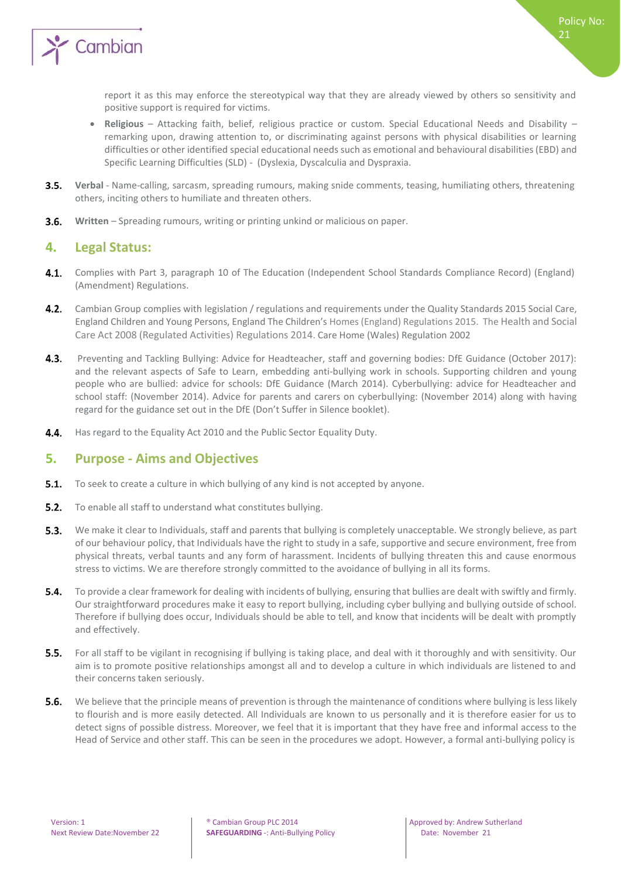report it as this may enforce the stereotypical way that they are already viewed by others so sensitivity and positive support is required for victims.

- **Religious** – Attacking faith, belief, religious practice or custom. Special Educational Needs and Disability – remarking upon, drawing attention to, or discriminating against persons with physical disabilities or learning difficulties or other identified special educational needs such as emotional and behavioural disabilities (EBD) and Specific Learning Difficulties (SLD) - (Dyslexia, Dyscalculia and Dyspraxia.

**3.5.** **Verbal** - Name-calling, sarcasm, spreading rumours, making snide comments, teasing, humiliating others, threatening others, inciting others to humiliate and threaten others.

**3.6.** **Written** – Spreading rumours, writing or printing unkind or malicious on paper.

## 4. Legal Status:

**4.1.** Complies with Part 3, paragraph 10 of The Education (Independent School Standards Compliance Record) (England) (Amendment) Regulations.

**4.2.** Cambian Group complies with legislation / regulations and requirements under the Quality Standards 2015 Social Care, England Children and Young Persons, England The Children's Homes (England) Regulations 2015. The Health and Social Care Act 2008 (Regulated Activities) Regulations 2014. Care Home (Wales) Regulation 2002

**4.3.** Preventing and Tackling Bullying: Advice for Headteacher, staff and governing bodies: DfE Guidance (October 2017): and the relevant aspects of Safe to Learn, embedding anti-bullying work in schools. Supporting children and young people who are bullied: advice for schools: DfE Guidance (March 2014). Cyberbullying: advice for Headteacher and school staff: (November 2014). Advice for parents and carers on cyberbullying: (November 2014) along with having regard for the guidance set out in the DfE (Don't Suffer in Silence booklet).

**4.4.** Has regard to the Equality Act 2010 and the Public Sector Equality Duty.

## 5. Purpose - Aims and Objectives

**5.1.** To seek to create a culture in which bullying of any kind is not accepted by anyone.

**5.2.** To enable all staff to understand what constitutes bullying.

**5.3.** We make it clear to Individuals, staff and parents that bullying is completely unacceptable. We strongly believe, as part of our behaviour policy, that Individuals have the right to study in a safe, supportive and secure environment, free from physical threats, verbal taunts and any form of harassment. Incidents of bullying threaten this and cause enormous stress to victims. We are therefore strongly committed to the avoidance of bullying in all its forms.

**5.4.** To provide a clear framework for dealing with incidents of bullying, ensuring that bullies are dealt with swiftly and firmly. Our straightforward procedures make it easy to report bullying, including cyber bullying and bullying outside of school. Therefore if bullying does occur, Individuals should be able to tell, and know that incidents will be dealt with promptly and effectively.

**5.5.** For all staff to be vigilant in recognising if bullying is taking place, and deal with it thoroughly and with sensitivity. Our aim is to promote positive relationships amongst all and to develop a culture in which individuals are listened to and their concerns taken seriously.

**5.6.** We believe that the principle means of prevention is through the maintenance of conditions where bullying is less likely to flourish and is more easily detected. All Individuals are known to us personally and it is therefore easier for us to detect signs of possible distress. Moreover, we feel that it is important that they have free and informal access to the Head of Service and other staff. This can be seen in the procedures we adopt. However, a formal anti-bullying policy is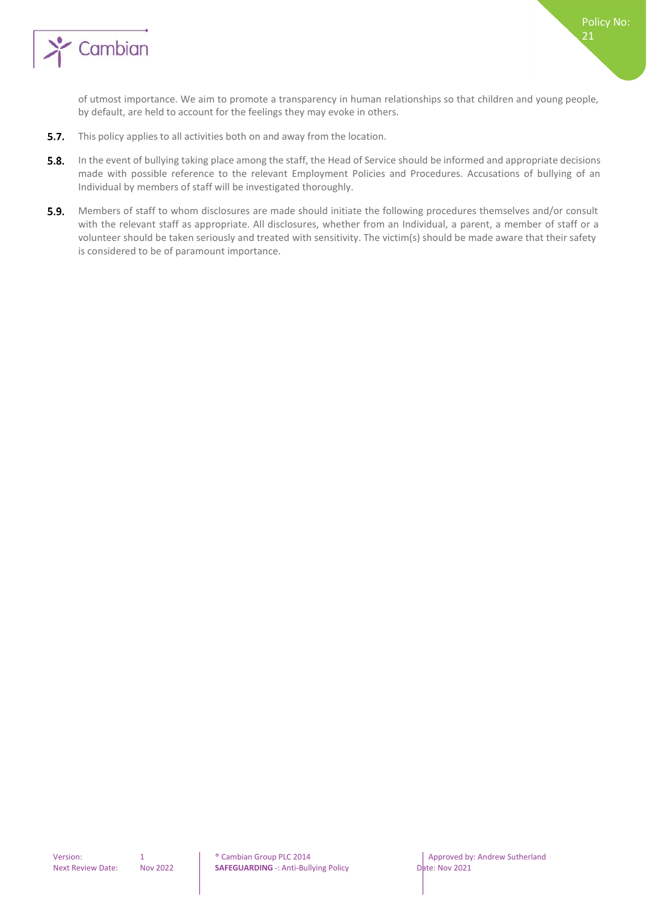of utmost importance. We aim to promote a transparency in human relationships so that children and young people, by default, are held to account for the feelings they may evoke in others.

**5.7.** This policy applies to all activities both on and away from the location.

**5.8.** In the event of bullying taking place among the staff, the Head of Service should be informed and appropriate decisions made with possible reference to the relevant Employment Policies and Procedures. Accusations of bullying of an Individual by members of staff will be investigated thoroughly.

**5.9.** Members of staff to whom disclosures are made should initiate the following procedures themselves and/or consult with the relevant staff as appropriate. All disclosures, whether from an Individual, a parent, a member of staff or a volunteer should be taken seriously and treated with sensitivity. The victim(s) should be made aware that their safety is considered to be of paramount importance.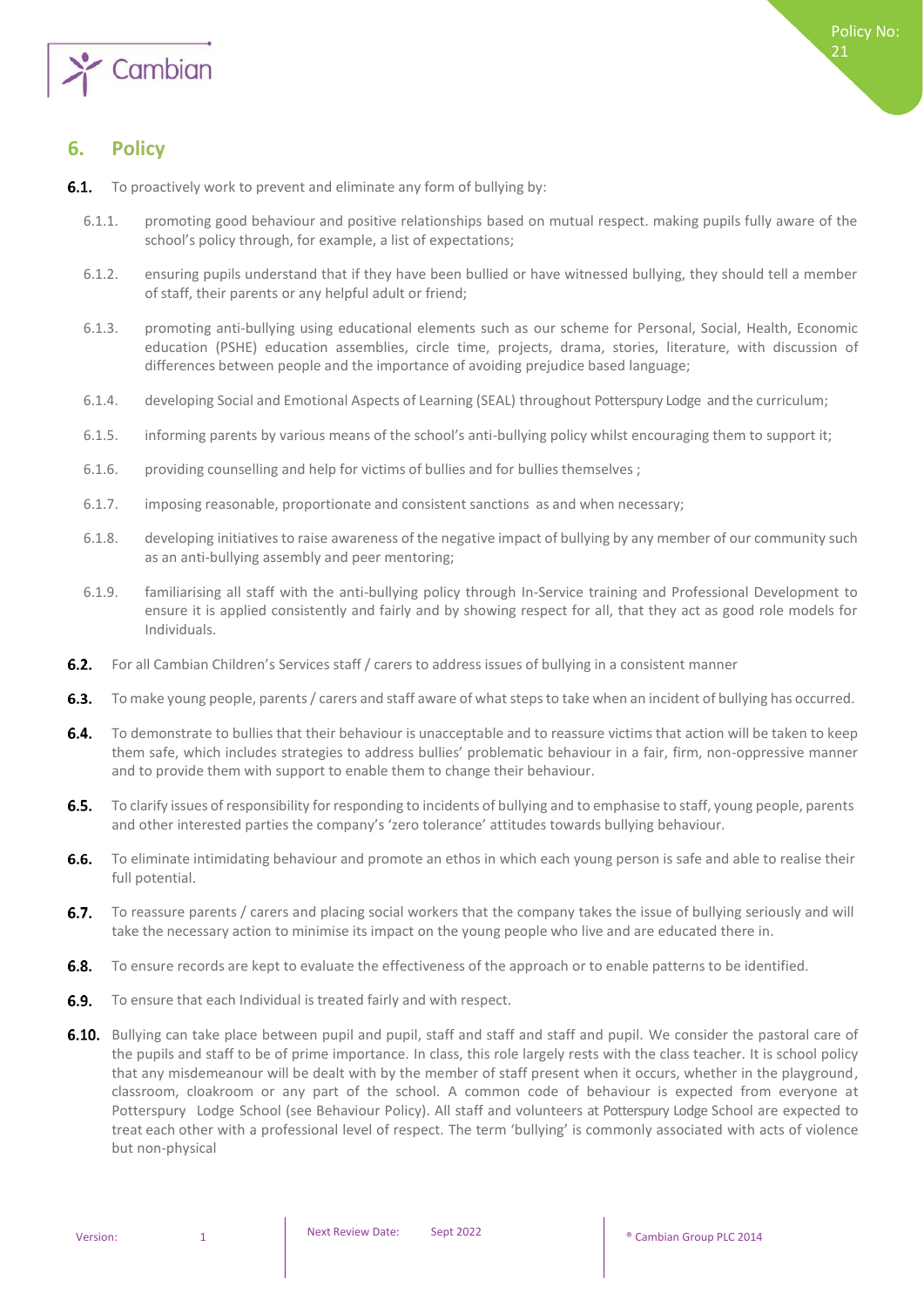## 6. Policy

**6.1.** To proactively work to prevent and eliminate any form of bullying by:

6.1.1. promoting good behaviour and positive relationships based on mutual respect. making pupils fully aware of the school's policy through, for example, a list of expectations;

6.1.2. ensuring pupils understand that if they have been bullied or have witnessed bullying, they should tell a member of staff, their parents or any helpful adult or friend;

6.1.3. promoting anti-bullying using educational elements such as our scheme for Personal, Social, Health, Economic education (PSHE) education assemblies, circle time, projects, drama, stories, literature, with discussion of differences between people and the importance of avoiding prejudice based language;

6.1.4. developing Social and Emotional Aspects of Learning (SEAL) throughout Potterspury Lodge and the curriculum;

6.1.5. informing parents by various means of the school's anti-bullying policy whilst encouraging them to support it;

6.1.6. providing counselling and help for victims of bullies and for bullies themselves ;

6.1.7. imposing reasonable, proportionate and consistent sanctions as and when necessary;

6.1.8. developing initiatives to raise awareness of the negative impact of bullying by any member of our community such as an anti-bullying assembly and peer mentoring;

6.1.9. familiarising all staff with the anti-bullying policy through In-Service training and Professional Development to ensure it is applied consistently and fairly and by showing respect for all, that they act as good role models for Individuals.

**6.2.** For all Cambian Children's Services staff / carers to address issues of bullying in a consistent manner

**6.3.** To make young people, parents / carers and staff aware of what steps to take when an incident of bullying has occurred.

**6.4.** To demonstrate to bullies that their behaviour is unacceptable and to reassure victims that action will be taken to keep them safe, which includes strategies to address bullies' problematic behaviour in a fair, firm, non-oppressive manner and to provide them with support to enable them to change their behaviour.

**6.5.** To clarify issues of responsibility for responding to incidents of bullying and to emphasise to staff, young people, parents and other interested parties the company's 'zero tolerance' attitudes towards bullying behaviour.

**6.6.** To eliminate intimidating behaviour and promote an ethos in which each young person is safe and able to realise their full potential.

**6.7.** To reassure parents / carers and placing social workers that the company takes the issue of bullying seriously and will take the necessary action to minimise its impact on the young people who live and are educated there in.

**6.8.** To ensure records are kept to evaluate the effectiveness of the approach or to enable patterns to be identified.

**6.9.** To ensure that each Individual is treated fairly and with respect.

**6.10.** Bullying can take place between pupil and pupil, staff and staff and staff and pupil. We consider the pastoral care of the pupils and staff to be of prime importance. In class, this role largely rests with the class teacher. It is school policy that any misdemeanour will be dealt with by the member of staff present when it occurs, whether in the playground, classroom, cloakroom or any part of the school. A common code of behaviour is expected from everyone at Potterspury Lodge School (see Behaviour Policy). All staff and volunteers at Potterspury Lodge School are expected to treat each other with a professional level of respect. The term 'bullying' is commonly associated with acts of violence but non-physical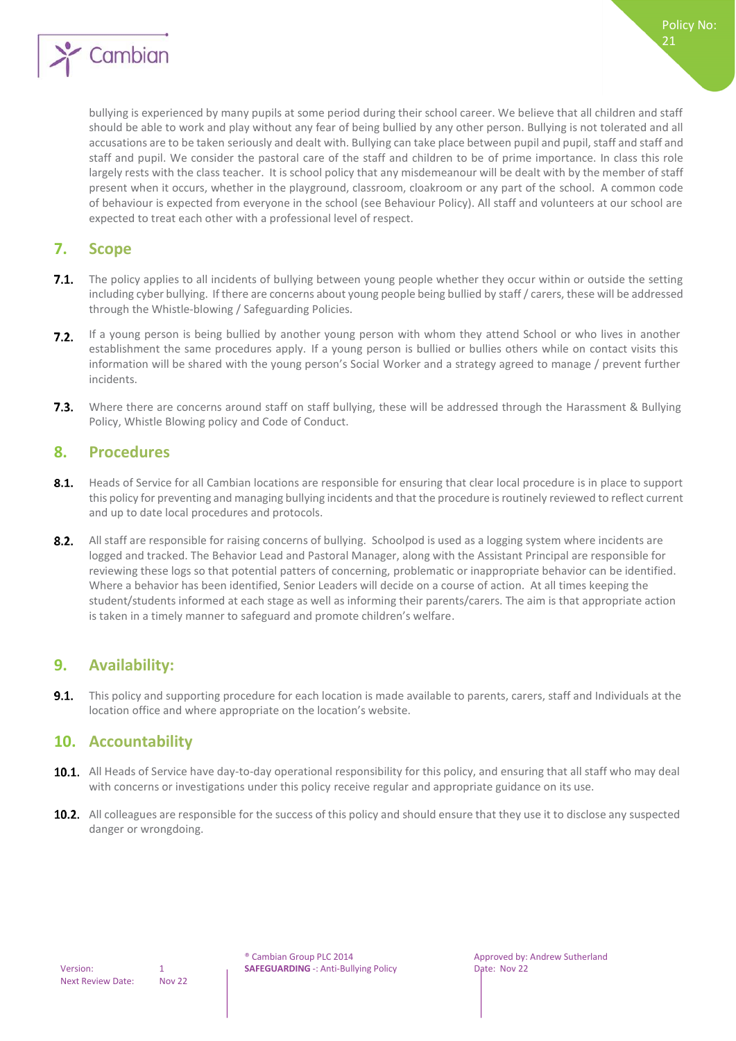bullying is experienced by many pupils at some period during their school career. We believe that all children and staff should be able to work and play without any fear of being bullied by any other person. Bullying is not tolerated and all accusations are to be taken seriously and dealt with. Bullying can take place between pupil and pupil, staff and staff and staff and pupil. We consider the pastoral care of the staff and children to be of prime importance. In class this role largely rests with the class teacher. It is school policy that any misdemeanour will be dealt with by the member of staff present when it occurs, whether in the playground, classroom, cloakroom or any part of the school. A common code of behaviour is expected from everyone in the school (see Behaviour Policy). All staff and volunteers at our school are expected to treat each other with a professional level of respect.

## 7. Scope

**7.1.** The policy applies to all incidents of bullying between young people whether they occur within or outside the setting including cyber bullying. If there are concerns about young people being bullied by staff / carers, these will be addressed through the Whistle-blowing / Safeguarding Policies.

**7.2.** If a young person is being bullied by another young person with whom they attend School or who lives in another establishment the same procedures apply. If a young person is bullied or bullies others while on contact visits this information will be shared with the young person's Social Worker and a strategy agreed to manage / prevent further incidents.

**7.3.** Where there are concerns around staff on staff bullying, these will be addressed through the Harassment & Bullying Policy, Whistle Blowing policy and Code of Conduct.

## 8. Procedures

**8.1.** Heads of Service for all Cambian locations are responsible for ensuring that clear local procedure is in place to support this policy for preventing and managing bullying incidents and that the procedure is routinely reviewed to reflect current and up to date local procedures and protocols.

**8.2.** All staff are responsible for raising concerns of bullying. Schoolpod is used as a logging system where incidents are logged and tracked. The Behavior Lead and Pastoral Manager, along with the Assistant Principal are responsible for reviewing these logs so that potential patterns of concerning, problematic or inappropriate behavior can be identified. Where a behavior has been identified, Senior Leaders will decide on a course of action. At all times keeping the student/students informed at each stage as well as informing their parents/carers. The aim is that appropriate action is taken in a timely manner to safeguard and promote children's welfare.

## 9. Availability:

**9.1.** This policy and supporting procedure for each location is made available to parents, carers, staff and Individuals at the location office and where appropriate on the location's website.

## 10. Accountability

**10.1.** All Heads of Service have day-to-day operational responsibility for this policy, and ensuring that all staff who may deal with concerns or investigations under this policy receive regular and appropriate guidance on its use.

**10.2.** All colleagues are responsible for the success of this policy and should ensure that they use it to disclose any suspected danger or wrongdoing.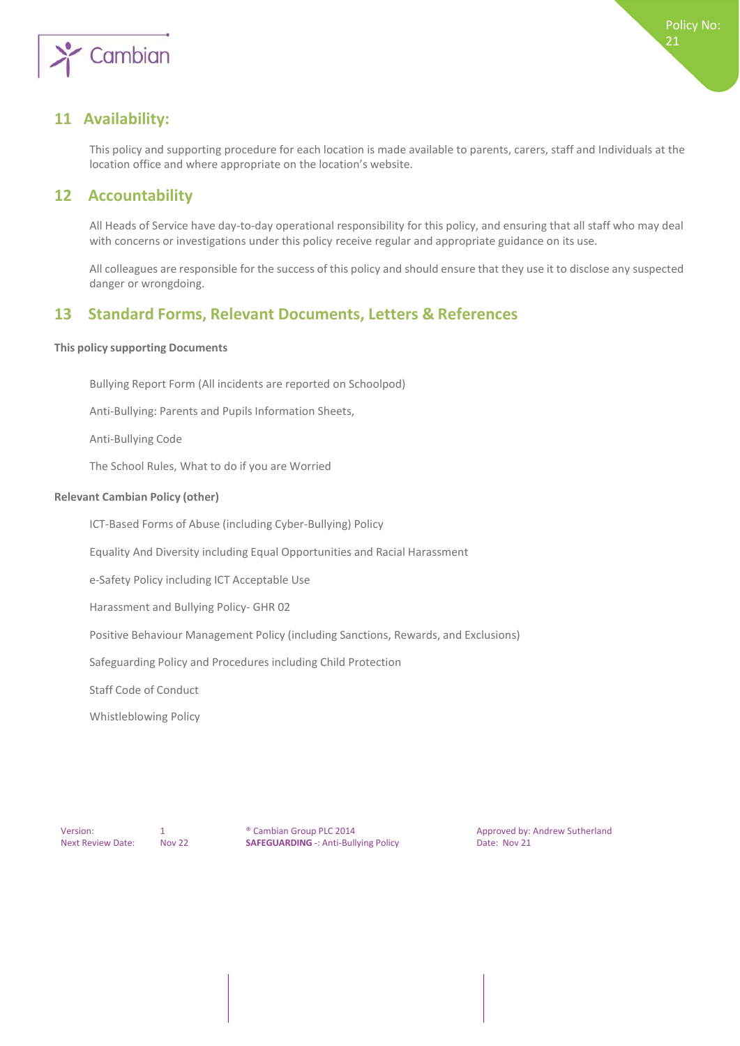## 11 Availability:

This policy and supporting procedure for each location is made available to parents, carers, staff and Individuals at the location office and where appropriate on the location's website.

## 12 Accountability

All Heads of Service have day-to-day operational responsibility for this policy, and ensuring that all staff who may deal with concerns or investigations under this policy receive regular and appropriate guidance on its use.

All colleagues are responsible for the success of this policy and should ensure that they use it to disclose any suspected danger or wrongdoing.

## 13 Standard Forms, Relevant Documents, Letters & References

**This policy supporting Documents**

Bullying Report Form (All incidents are reported on Schoolpod)

Anti-Bullying: Parents and Pupils Information Sheets,

Anti-Bullying Code

The School Rules, What to do if you are Worried

**Relevant Cambian Policy (other)**

ICT-Based Forms of Abuse (including Cyber-Bullying) Policy

Equality And Diversity including Equal Opportunities and Racial Harassment

e-Safety Policy including ICT Acceptable Use

Harassment and Bullying Policy- GHR 02

Positive Behaviour Management Policy (including Sanctions, Rewards, and Exclusions)

Safeguarding Policy and Procedures including Child Protection

Staff Code of Conduct

Whistleblowing Policy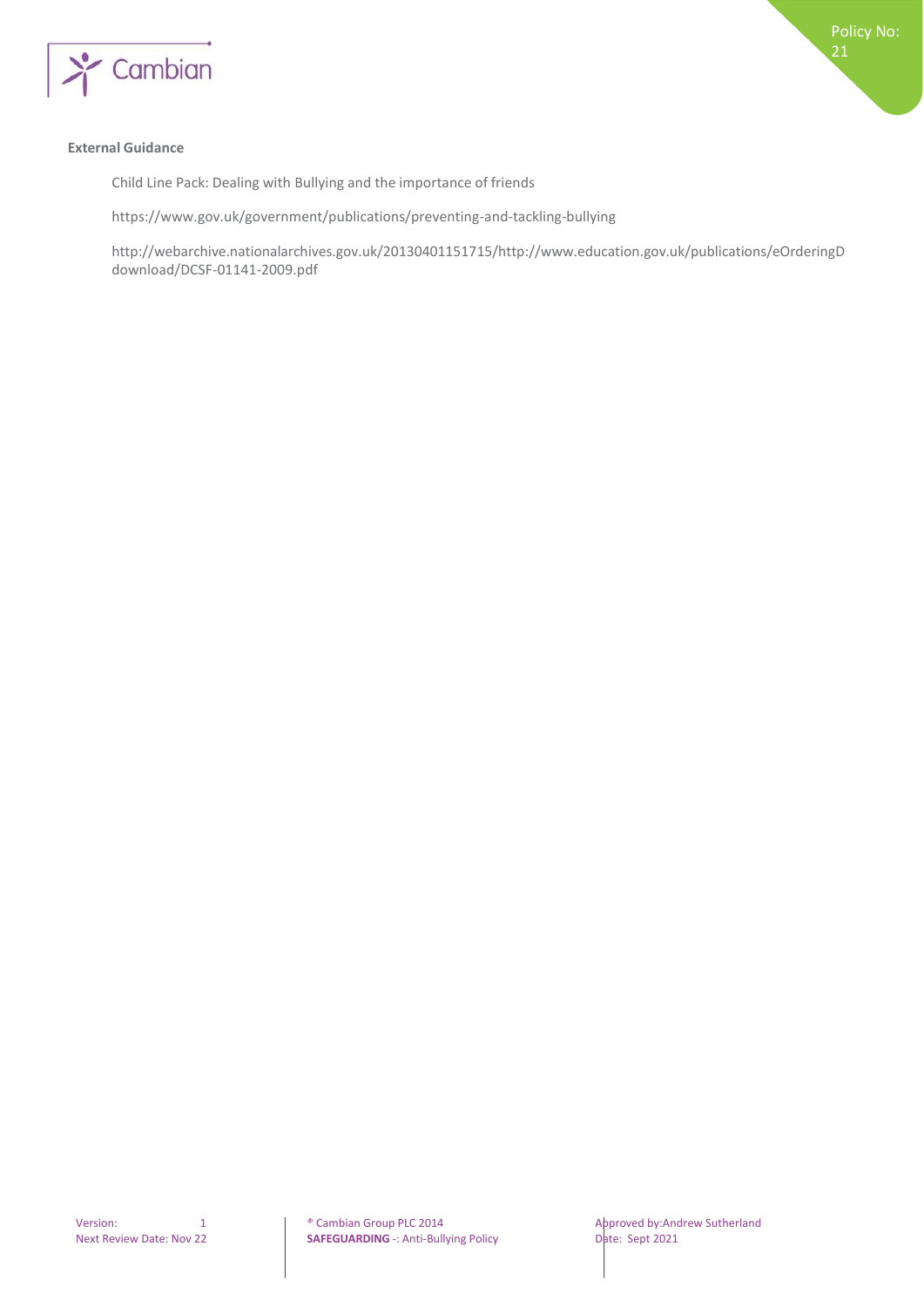**External Guidance**

Child Line Pack: Dealing with Bullying and the importance of friends

https://www.gov.uk/government/publications/preventing-and-tackling-bullying

http://webarchive.nationalarchives.gov.uk/20130401151715/http://www.education.gov.uk/publications/eOrderingDdownload/DCSF-01141-2009.pdf